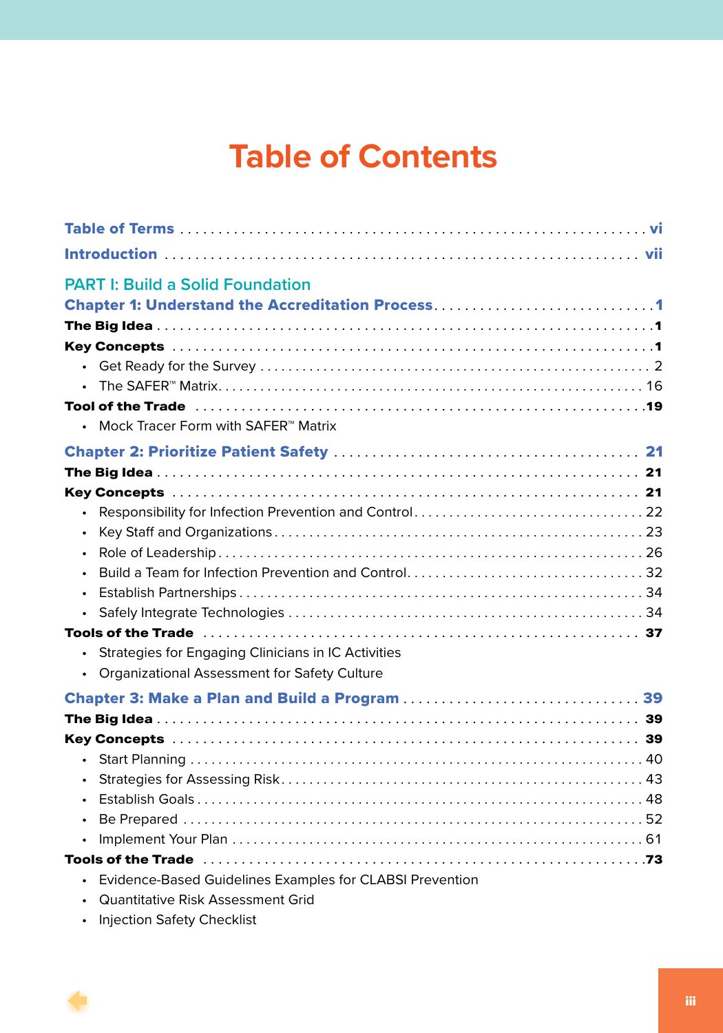# Table of Contents

**Table of Terms** . . . . . . . . . . . . . . . . . . . . . . . . . . . . . . . . . . . . . . . . . . . . . . . . . . . . . . . . . . . **vi**

**Introduction** . . . . . . . . . . . . . . . . . . . . . . . . . . . . . . . . . . . . . . . . . . . . . . . . . . . . . . . . . . . . **vii**

## PART I: Build a Solid Foundation

### Chapter 1: Understand the Accreditation Process . . . . . . . . . . . . . . . . . . . . . . . . . . . . 1

**The Big Idea** . . . . . . . . . . . . . . . . . . . . . . . . . . . . . . . . . . . . . . . . . . . . . . . . . . . . . . . . . . . **1**

**Key Concepts** . . . . . . . . . . . . . . . . . . . . . . . . . . . . . . . . . . . . . . . . . . . . . . . . . . . . . . . . . . **1**

- Get Ready for the Survey . . . . . . . . . . . . . . . . . . . . . . . . . . . . . . . . . . . . . . . . . . . . . . . . . . . 2
- The SAFER™ Matrix. . . . . . . . . . . . . . . . . . . . . . . . . . . . . . . . . . . . . . . . . . . . . . . . . . . . . . . 16

**Tool of the Trade** . . . . . . . . . . . . . . . . . . . . . . . . . . . . . . . . . . . . . . . . . . . . . . . . . . . . . . . . **19**

- Mock Tracer Form with SAFER™ Matrix

### Chapter 2: Prioritize Patient Safety . . . . . . . . . . . . . . . . . . . . . . . . . . . . . . . . . . . . . . . . 21

**The Big Idea** . . . . . . . . . . . . . . . . . . . . . . . . . . . . . . . . . . . . . . . . . . . . . . . . . . . . . . . . . . . **21**

**Key Concepts** . . . . . . . . . . . . . . . . . . . . . . . . . . . . . . . . . . . . . . . . . . . . . . . . . . . . . . . . . . **21**

- Responsibility for Infection Prevention and Control . . . . . . . . . . . . . . . . . . . . . . . . . . . . . . . . 22
- Key Staff and Organizations . . . . . . . . . . . . . . . . . . . . . . . . . . . . . . . . . . . . . . . . . . . . . . . . . 23
- Role of Leadership . . . . . . . . . . . . . . . . . . . . . . . . . . . . . . . . . . . . . . . . . . . . . . . . . . . . . . . . 26
- Build a Team for Infection Prevention and Control. . . . . . . . . . . . . . . . . . . . . . . . . . . . . . . . . 32
- Establish Partnerships . . . . . . . . . . . . . . . . . . . . . . . . . . . . . . . . . . . . . . . . . . . . . . . . . . . . . . 34
- Safely Integrate Technologies . . . . . . . . . . . . . . . . . . . . . . . . . . . . . . . . . . . . . . . . . . . . . . . . 34

**Tools of the Trade** . . . . . . . . . . . . . . . . . . . . . . . . . . . . . . . . . . . . . . . . . . . . . . . . . . . . . . . **37**

- Strategies for Engaging Clinicians in IC Activities
- Organizational Assessment for Safety Culture

### Chapter 3: Make a Plan and Build a Program . . . . . . . . . . . . . . . . . . . . . . . . . . . . . . . . 39

**The Big Idea** . . . . . . . . . . . . . . . . . . . . . . . . . . . . . . . . . . . . . . . . . . . . . . . . . . . . . . . . . . . **39**

**Key Concepts** . . . . . . . . . . . . . . . . . . . . . . . . . . . . . . . . . . . . . . . . . . . . . . . . . . . . . . . . . . **39**

- Start Planning . . . . . . . . . . . . . . . . . . . . . . . . . . . . . . . . . . . . . . . . . . . . . . . . . . . . . . . . . . . 40
- Strategies for Assessing Risk. . . . . . . . . . . . . . . . . . . . . . . . . . . . . . . . . . . . . . . . . . . . . . . . . 43
- Establish Goals . . . . . . . . . . . . . . . . . . . . . . . . . . . . . . . . . . . . . . . . . . . . . . . . . . . . . . . . . . . 48
- Be Prepared . . . . . . . . . . . . . . . . . . . . . . . . . . . . . . . . . . . . . . . . . . . . . . . . . . . . . . . . . . . . . 52
- Implement Your Plan . . . . . . . . . . . . . . . . . . . . . . . . . . . . . . . . . . . . . . . . . . . . . . . . . . . . . . 61

**Tools of the Trade** . . . . . . . . . . . . . . . . . . . . . . . . . . . . . . . . . . . . . . . . . . . . . . . . . . . . . . . **73**

- Evidence-Based Guidelines Examples for CLABSI Prevention
- Quantitative Risk Assessment Grid
- Injection Safety Checklist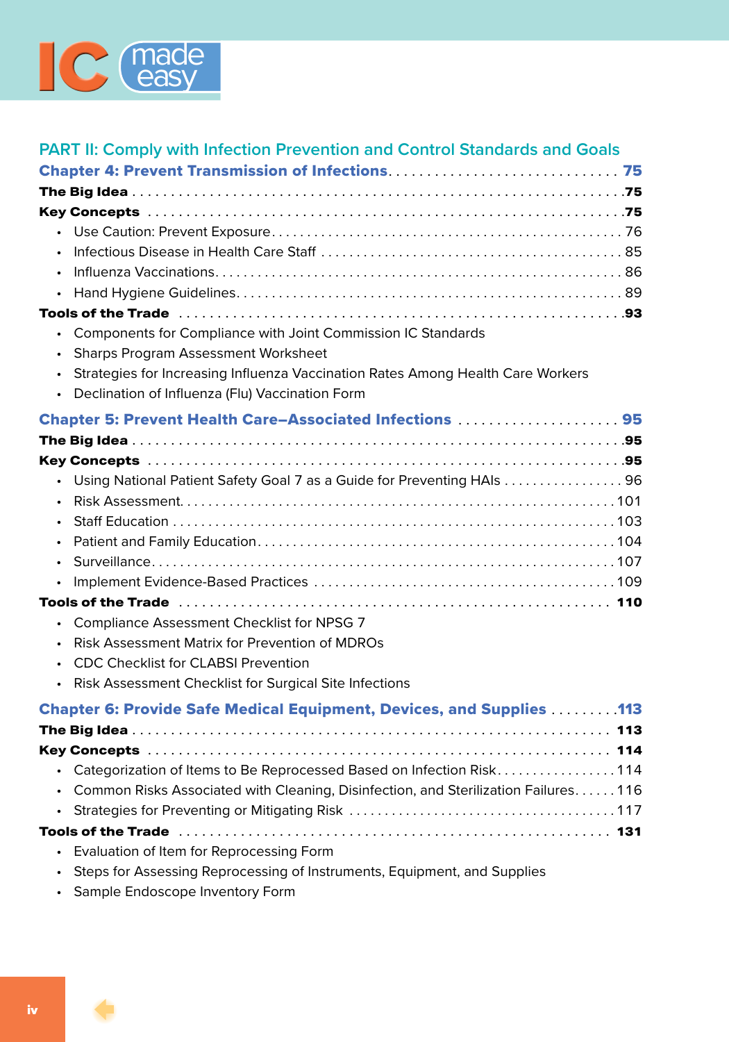## PART II: Comply with Infection Prevention and Control Standards and Goals

### Chapter 4: Prevent Transmission of Infections . . . . . 75

**The Big Idea** . . . . . 75

**Key Concepts** . . . . . 75

- Use Caution: Prevent Exposure . . . . . 76
- Infectious Disease in Health Care Staff . . . . . 85
- Influenza Vaccinations . . . . . 86
- Hand Hygiene Guidelines . . . . . 89

**Tools of the Trade** . . . . . 93

- Components for Compliance with Joint Commission IC Standards
- Sharps Program Assessment Worksheet
- Strategies for Increasing Influenza Vaccination Rates Among Health Care Workers
- Declination of Influenza (Flu) Vaccination Form

### Chapter 5: Prevent Health Care–Associated Infections . . . . . 95

**The Big Idea** . . . . . 95

**Key Concepts** . . . . . 95

- Using National Patient Safety Goal 7 as a Guide for Preventing HAIs . . . . . 96
- Risk Assessment . . . . . 101
- Staff Education . . . . . 103
- Patient and Family Education . . . . . 104
- Surveillance . . . . . 107
- Implement Evidence-Based Practices . . . . . 109

**Tools of the Trade** . . . . . 110

- Compliance Assessment Checklist for NPSG 7
- Risk Assessment Matrix for Prevention of MDROs
- CDC Checklist for CLABSI Prevention
- Risk Assessment Checklist for Surgical Site Infections

### Chapter 6: Provide Safe Medical Equipment, Devices, and Supplies . . . . . 113

**The Big Idea** . . . . . 113

**Key Concepts** . . . . . 114

- Categorization of Items to Be Reprocessed Based on Infection Risk . . . . . 114
- Common Risks Associated with Cleaning, Disinfection, and Sterilization Failures . . . . . 116
- Strategies for Preventing or Mitigating Risk . . . . . 117

**Tools of the Trade** . . . . . 131

- Evaluation of Item for Reprocessing Form
- Steps for Assessing Reprocessing of Instruments, Equipment, and Supplies
- Sample Endoscope Inventory Form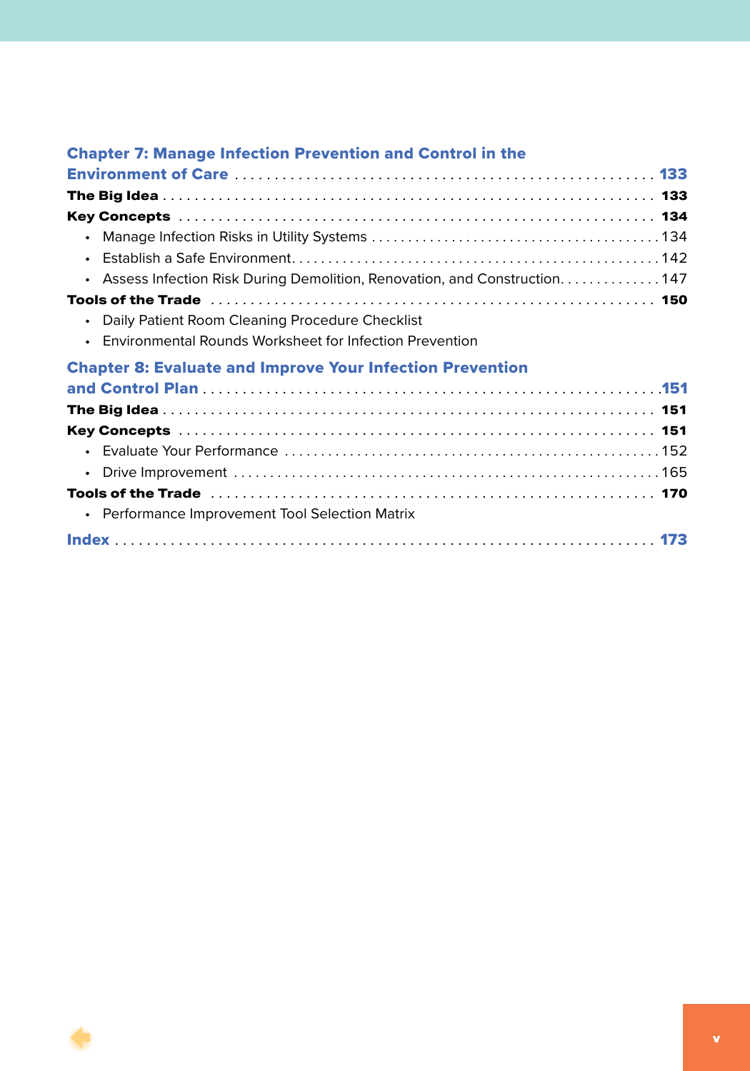**Chapter 7: Manage Infection Prevention and Control in the Environment of Care . . . . . 133**

**The Big Idea . . . . . 133**

**Key Concepts . . . . . 134**

- Manage Infection Risks in Utility Systems . . . . . 134
- Establish a Safe Environment . . . . . 142
- Assess Infection Risk During Demolition, Renovation, and Construction . . . . . 147

**Tools of the Trade . . . . . 150**

- Daily Patient Room Cleaning Procedure Checklist
- Environmental Rounds Worksheet for Infection Prevention

**Chapter 8: Evaluate and Improve Your Infection Prevention and Control Plan . . . . . 151**

**The Big Idea . . . . . 151**

**Key Concepts . . . . . 151**

- Evaluate Your Performance . . . . . 152
- Drive Improvement . . . . . 165

**Tools of the Trade . . . . . 170**

- Performance Improvement Tool Selection Matrix

**Index . . . . . 173**